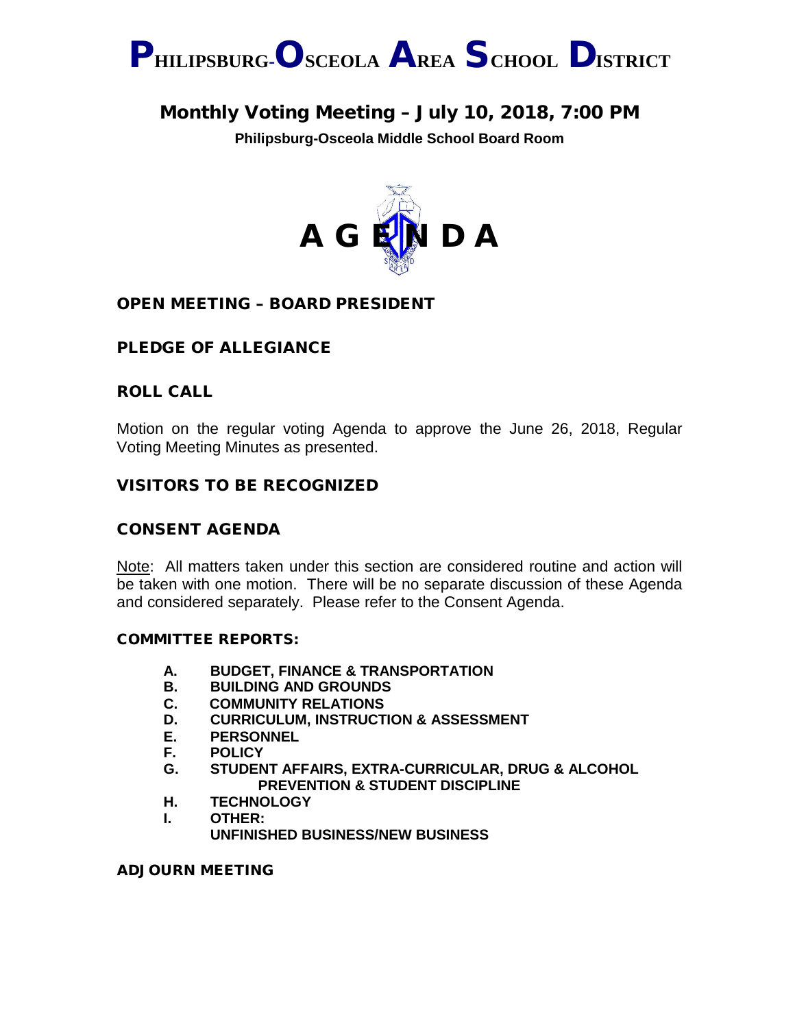# PHILIPSBURG-OSCEOLA AREA SCHOOL DISTRICT

## Monthly Voting Meeting – July 10, 2018, 7:00 PM

**Philipsburg-Osceola Middle School Board Room**

# A G E N D A

### OPEN MEETING – BOARD PRESIDENT

### PLEDGE OF ALLEGIANCE

### ROLL CALL

Motion on the regular voting Agenda to approve the June 26, 2018, Regular Voting Meeting Minutes as presented.

### VISITORS TO BE RECOGNIZED

### CONSENT AGENDA

Note: All matters taken under this section are considered routine and action will be taken with one motion. There will be no separate discussion of these Agenda and considered separately. Please refer to the Consent Agenda.

#### COMMITTEE REPORTS:

- **A. BUDGET, FINANCE & TRANSPORTATION**
- **B. BUILDING AND GROUNDS**
- **C. COMMUNITY RELATIONS**
- **D. CURRICULUM, INSTRUCTION & ASSESSMENT**
- **E. PERSONNEL**
- **F. POLICY**
- **G. STUDENT AFFAIRS, EXTRA-CURRICULAR, DRUG & ALCOHOL PREVENTION & STUDENT DISCIPLINE**
- **H. TECHNOLOGY**
- **I. OTHER:**
  **UNFINISHED BUSINESS/NEW BUSINESS**

### ADJOURN MEETING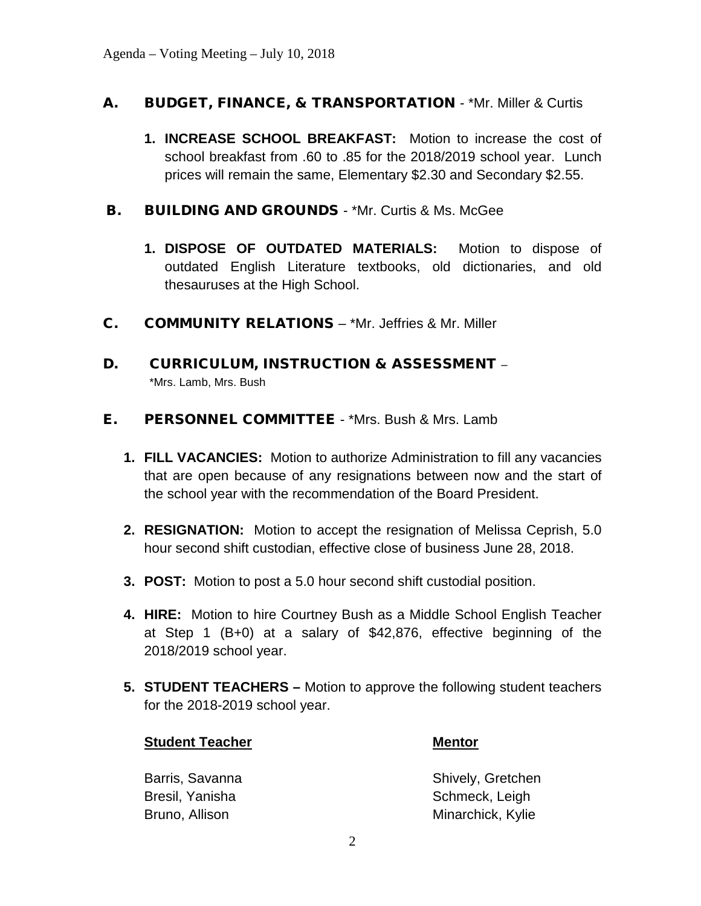## A. BUDGET, FINANCE, & TRANSPORTATION - *Mr. Miller & Curtis

1. **INCREASE SCHOOL BREAKFAST:** Motion to increase the cost of school breakfast from .60 to .85 for the 2018/2019 school year. Lunch prices will remain the same, Elementary $2.30 and Secondary $2.55.

## B. BUILDING AND GROUNDS - *Mr. Curtis & Ms. McGee

1. **DISPOSE OF OUTDATED MATERIALS:** Motion to dispose of outdated English Literature textbooks, old dictionaries, and old thesauruses at the High School.

## C. COMMUNITY RELATIONS – *Mr. Jeffries & Mr. Miller

## D. CURRICULUM, INSTRUCTION & ASSESSMENT – *Mrs. Lamb, Mrs. Bush

## E. PERSONNEL COMMITTEE - *Mrs. Bush & Mrs. Lamb

1. **FILL VACANCIES:** Motion to authorize Administration to fill any vacancies that are open because of any resignations between now and the start of the school year with the recommendation of the Board President.
2. **RESIGNATION:** Motion to accept the resignation of Melissa Ceprish, 5.0 hour second shift custodian, effective close of business June 28, 2018.
3. **POST:** Motion to post a 5.0 hour second shift custodial position.
4. **HIRE:** Motion to hire Courtney Bush as a Middle School English Teacher at Step 1 (B+0) at a salary of $42,876, effective beginning of the 2018/2019 school year.
5. **STUDENT TEACHERS –** Motion to approve the following student teachers for the 2018-2019 school year.

| Student Teacher | Mentor |
|---|---|
| Barris, Savanna | Shively, Gretchen |
| Bresil, Yanisha | Schmeck, Leigh |
| Bruno, Allison | Minarchick, Kylie |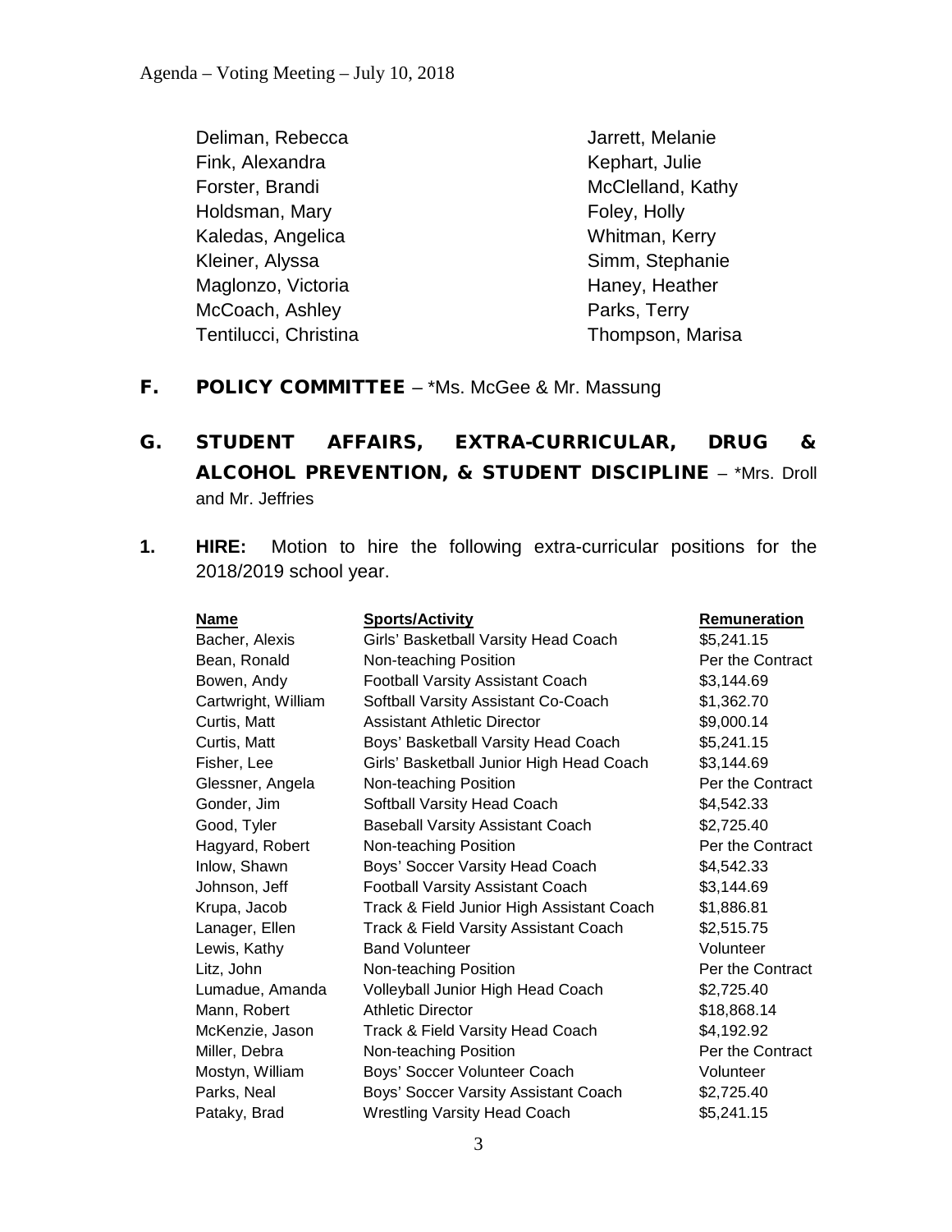| | |
|---|---|
| Deliman, Rebecca | Jarrett, Melanie |
| Fink, Alexandra | Kephart, Julie |
| Forster, Brandi | McClelland, Kathy |
| Holdsman, Mary | Foley, Holly |
| Kaledas, Angelica | Whitman, Kerry |
| Kleiner, Alyssa | Simm, Stephanie |
| Maglonzo, Victoria | Haney, Heather |
| McCoach, Ashley | Parks, Terry |
| Tentilucci, Christina | Thompson, Marisa |

## F. POLICY COMMITTEE – *Ms. McGee & Mr. Massung

## G. STUDENT AFFAIRS, EXTRA-CURRICULAR, DRUG & ALCOHOL PREVENTION, & STUDENT DISCIPLINE – *Mrs. Droll and Mr. Jeffries

**1. HIRE:** Motion to hire the following extra-curricular positions for the 2018/2019 school year.

| Name | Sports/Activity | Remuneration |
|---|---|---|
| Bacher, Alexis | Girls' Basketball Varsity Head Coach | $5,241.15 |
| Bean, Ronald | Non-teaching Position | Per the Contract |
| Bowen, Andy | Football Varsity Assistant Coach | $3,144.69 |
| Cartwright, William | Softball Varsity Assistant Co-Coach | $1,362.70 |
| Curtis, Matt | Assistant Athletic Director | $9,000.14 |
| Curtis, Matt | Boys' Basketball Varsity Head Coach | $5,241.15 |
| Fisher, Lee | Girls' Basketball Junior High Head Coach | $3,144.69 |
| Glessner, Angela | Non-teaching Position | Per the Contract |
| Gonder, Jim | Softball Varsity Head Coach | $4,542.33 |
| Good, Tyler | Baseball Varsity Assistant Coach | $2,725.40 |
| Hagyard, Robert | Non-teaching Position | Per the Contract |
| Inlow, Shawn | Boys' Soccer Varsity Head Coach | $4,542.33 |
| Johnson, Jeff | Football Varsity Assistant Coach | $3,144.69 |
| Krupa, Jacob | Track & Field Junior High Assistant Coach | $1,886.81 |
| Lanager, Ellen | Track & Field Varsity Assistant Coach | $2,515.75 |
| Lewis, Kathy | Band Volunteer | Volunteer |
| Litz, John | Non-teaching Position | Per the Contract |
| Lumadue, Amanda | Volleyball Junior High Head Coach | $2,725.40 |
| Mann, Robert | Athletic Director | $18,868.14 |
| McKenzie, Jason | Track & Field Varsity Head Coach | $4,192.92 |
| Miller, Debra | Non-teaching Position | Per the Contract |
| Mostyn, William | Boys' Soccer Volunteer Coach | Volunteer |
| Parks, Neal | Boys' Soccer Varsity Assistant Coach | $2,725.40 |
| Pataky, Brad | Wrestling Varsity Head Coach | $5,241.15 |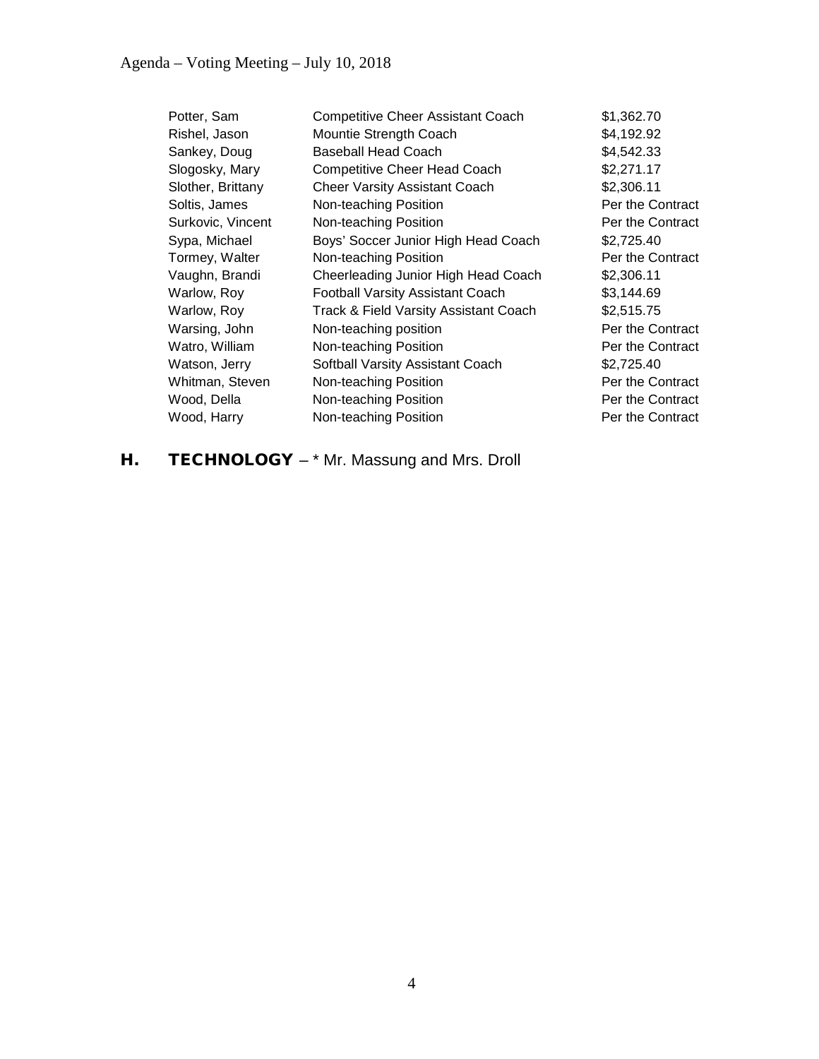| | | |
|---|---|---|
| Potter, Sam | Competitive Cheer Assistant Coach | $1,362.70 |
| Rishel, Jason | Mountie Strength Coach | $4,192.92 |
| Sankey, Doug | Baseball Head Coach | $4,542.33 |
| Slogosky, Mary | Competitive Cheer Head Coach | $2,271.17 |
| Slother, Brittany | Cheer Varsity Assistant Coach | $2,306.11 |
| Soltis, James | Non-teaching Position | Per the Contract |
| Surkovic, Vincent | Non-teaching Position | Per the Contract |
| Sypa, Michael | Boys' Soccer Junior High Head Coach | $2,725.40 |
| Tormey, Walter | Non-teaching Position | Per the Contract |
| Vaughn, Brandi | Cheerleading Junior High Head Coach | $2,306.11 |
| Warlow, Roy | Football Varsity Assistant Coach | $3,144.69 |
| Warlow, Roy | Track & Field Varsity Assistant Coach | $2,515.75 |
| Warsing, John | Non-teaching position | Per the Contract |
| Watro, William | Non-teaching Position | Per the Contract |
| Watson, Jerry | Softball Varsity Assistant Coach | $2,725.40 |
| Whitman, Steven | Non-teaching Position | Per the Contract |
| Wood, Della | Non-teaching Position | Per the Contract |
| Wood, Harry | Non-teaching Position | Per the Contract |

## H. TECHNOLOGY – * Mr. Massung and Mrs. Droll